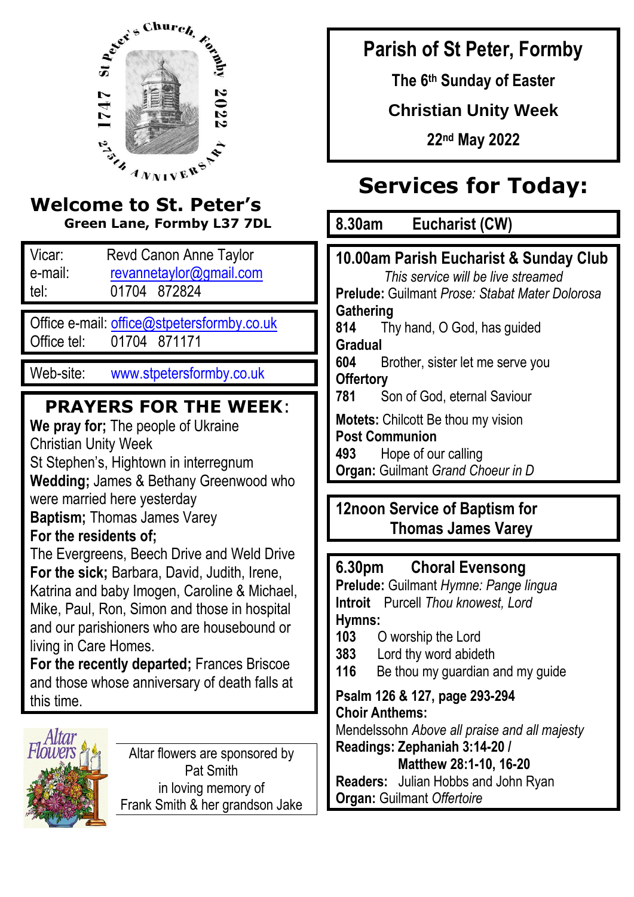St Peter's Church, Formby
1747 2022
275th ANNIVERSARY

# Welcome to St. Peter's

**Green Lane, Formby L37 7DL**

Vicar: Revd Canon Anne Taylor
e-mail: revannetaylor@gmail.com
tel: 01704 872824

Office e-mail: office@stpetersformby.co.uk
Office tel: 01704 871171

Web-site: www.stpetersformby.co.uk

## PRAYERS FOR THE WEEK:

**We pray for;** The people of Ukraine
Christian Unity Week
St Stephen's, Hightown in interregnum
**Wedding;** James & Bethany Greenwood who were married here yesterday
**Baptism;** Thomas James Varey
**For the residents of;**
The Evergreens, Beech Drive and Weld Drive
**For the sick;** Barbara, David, Judith, Irene, Katrina and baby Imogen, Caroline & Michael, Mike, Paul, Ron, Simon and those in hospital and our parishioners who are housebound or living in Care Homes.
**For the recently departed;** Frances Briscoe and those whose anniversary of death falls at this time.

Altar Flowers

Altar flowers are sponsored by Pat Smith in loving memory of Frank Smith & her grandson Jake

# Parish of St Peter, Formby

**The 6th Sunday of Easter**

**Christian Unity Week**

**22nd May 2022**

# Services for Today:

**8.30am Eucharist (CW)**

**10.00am Parish Eucharist & Sunday Club**

*This service will be live streamed*

**Prelude:** Guilmant *Prose: Stabat Mater Dolorosa*
**Gathering**
**814** Thy hand, O God, has guided
**Gradual**
**604** Brother, sister let me serve you
**Offertory**
**781** Son of God, eternal Saviour

**Motets:** Chilcott Be thou my vision
**Post Communion**
**493** Hope of our calling
**Organ:** Guilmant *Grand Choeur in D*

**12noon Service of Baptism for Thomas James Varey**

**6.30pm Choral Evensong**

**Prelude:** Guilmant *Hymne: Pange lingua*
**Introit** Purcell *Thou knowest, Lord*
**Hymns:**
**103** O worship the Lord
**383** Lord thy word abideth
**116** Be thou my guardian and my guide

**Psalm 126 & 127, page 293-294**
**Choir Anthems:**
Mendelssohn *Above all praise and all majesty*
**Readings: Zephaniah 3:14-20 / Matthew 28:1-10, 16-20**
**Readers:** Julian Hobbs and John Ryan
**Organ:** Guilmant *Offertoire*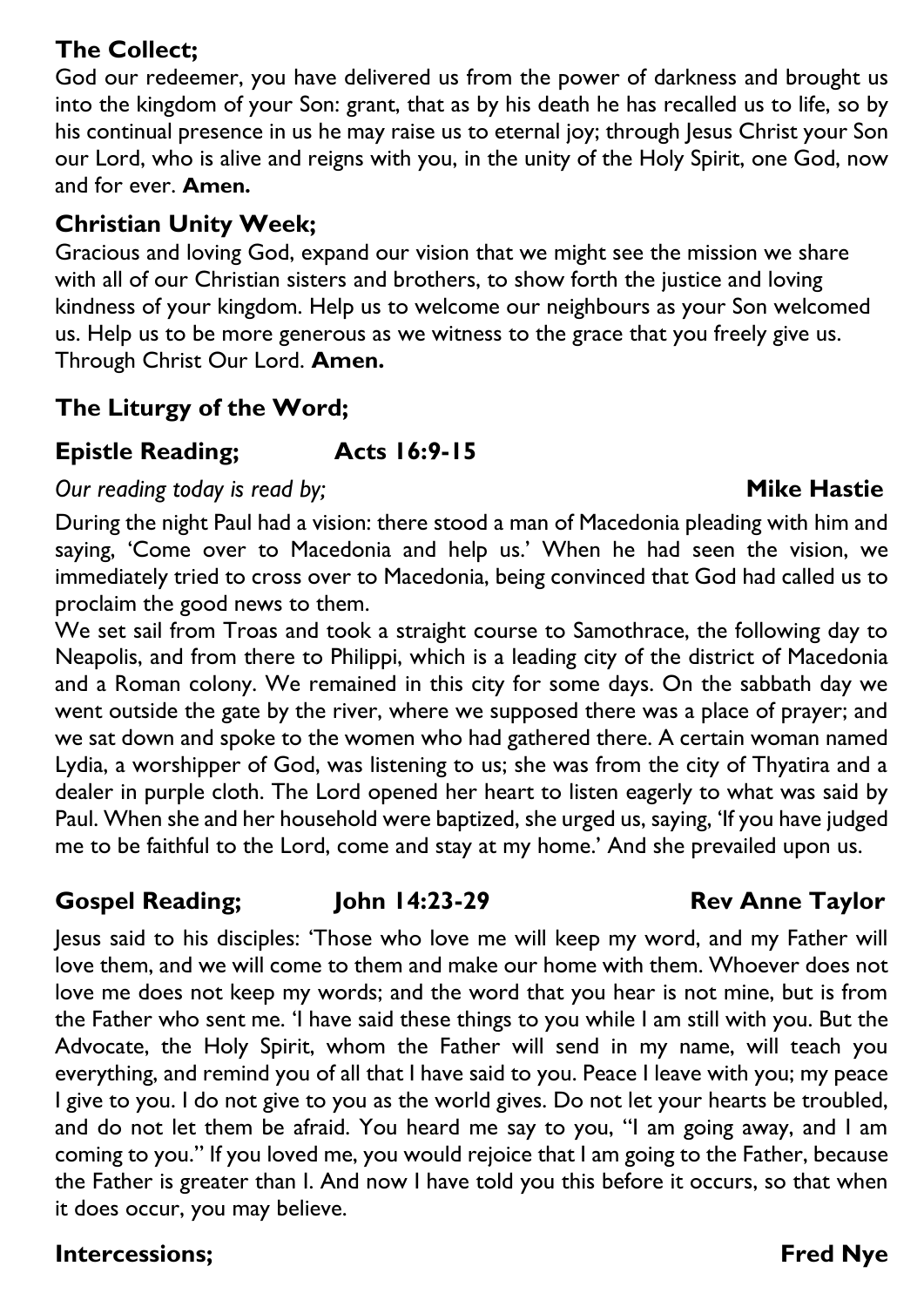## The Collect;

God our redeemer, you have delivered us from the power of darkness and brought us into the kingdom of your Son: grant, that as by his death he has recalled us to life, so by his continual presence in us he may raise us to eternal joy; through Jesus Christ your Son our Lord, who is alive and reigns with you, in the unity of the Holy Spirit, one God, now and for ever. **Amen.**

## Christian Unity Week;

Gracious and loving God, expand our vision that we might see the mission we share with all of our Christian sisters and brothers, to show forth the justice and loving kindness of your kingdom. Help us to welcome our neighbours as your Son welcomed us. Help us to be more generous as we witness to the grace that you freely give us. Through Christ Our Lord. **Amen.**

## The Liturgy of the Word;

## Epistle Reading; Acts 16:9-15

*Our reading today is read by;* **Mike Hastie**

During the night Paul had a vision: there stood a man of Macedonia pleading with him and saying, 'Come over to Macedonia and help us.' When he had seen the vision, we immediately tried to cross over to Macedonia, being convinced that God had called us to proclaim the good news to them.

We set sail from Troas and took a straight course to Samothrace, the following day to Neapolis, and from there to Philippi, which is a leading city of the district of Macedonia and a Roman colony. We remained in this city for some days. On the sabbath day we went outside the gate by the river, where we supposed there was a place of prayer; and we sat down and spoke to the women who had gathered there. A certain woman named Lydia, a worshipper of God, was listening to us; she was from the city of Thyatira and a dealer in purple cloth. The Lord opened her heart to listen eagerly to what was said by Paul. When she and her household were baptized, she urged us, saying, 'If you have judged me to be faithful to the Lord, come and stay at my home.' And she prevailed upon us.

## Gospel Reading; John 14:23-29 Rev Anne Taylor

Jesus said to his disciples: 'Those who love me will keep my word, and my Father will love them, and we will come to them and make our home with them. Whoever does not love me does not keep my words; and the word that you hear is not mine, but is from the Father who sent me. 'I have said these things to you while I am still with you. But the Advocate, the Holy Spirit, whom the Father will send in my name, will teach you everything, and remind you of all that I have said to you. Peace I leave with you; my peace I give to you. I do not give to you as the world gives. Do not let your hearts be troubled, and do not let them be afraid. You heard me say to you, "I am going away, and I am coming to you." If you loved me, you would rejoice that I am going to the Father, because the Father is greater than I. And now I have told you this before it occurs, so that when it does occur, you may believe.

## Intercessions; Fred Nye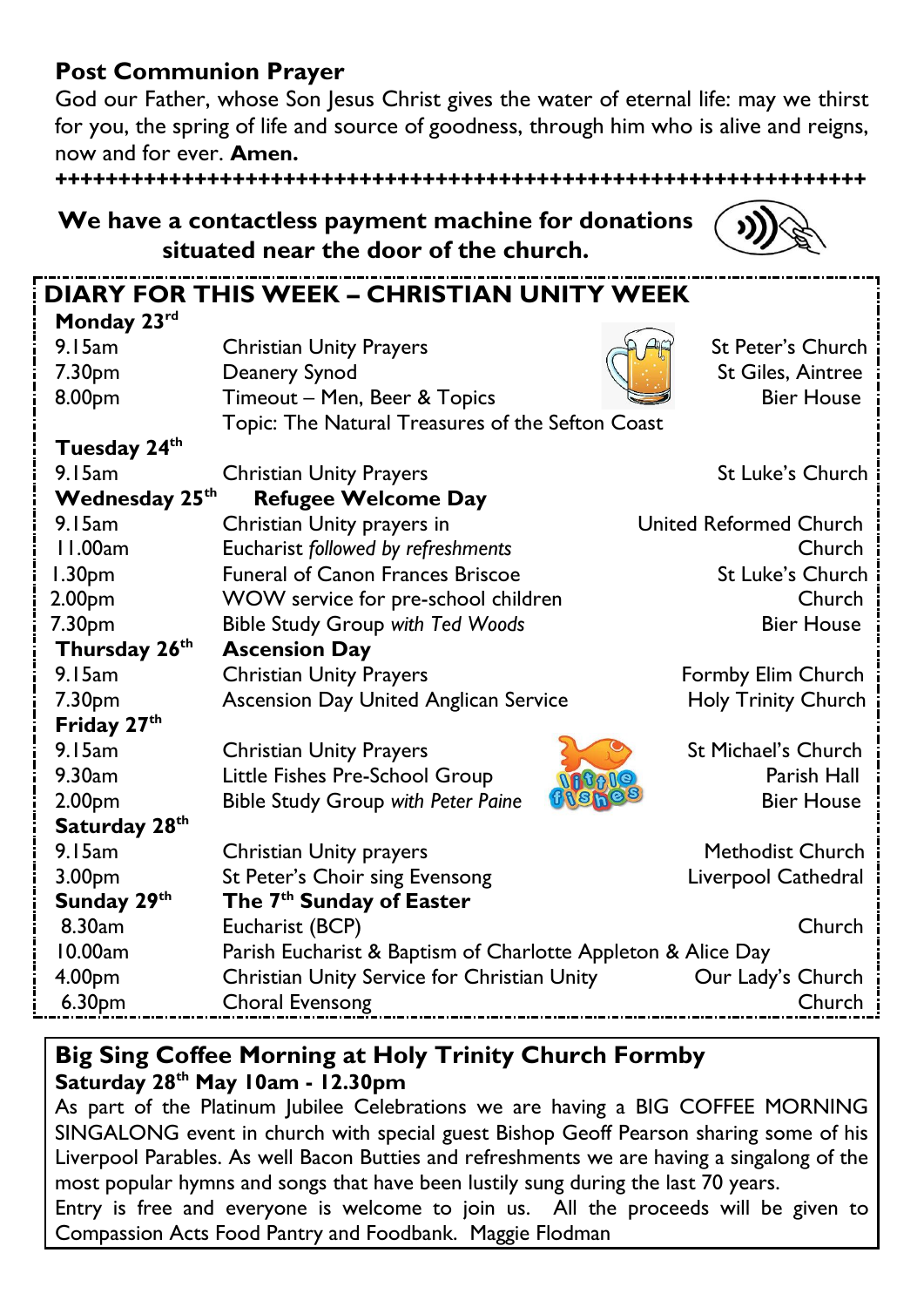## Post Communion Prayer

God our Father, whose Son Jesus Christ gives the water of eternal life: may we thirst for you, the spring of life and source of goodness, through him who is alive and reigns, now and for ever. **Amen.**

++++++++++++++++++++++++++++++++++++++++++++++++++++++++++++++++++++

**We have a contactless payment machine for donations situated near the door of the church.**

## DIARY FOR THIS WEEK – CHRISTIAN UNITY WEEK

| | | |
|---|---|---|
| **Monday 23rd** | | |
| 9.15am | Christian Unity Prayers | St Peter's Church |
| 7.30pm | Deanery Synod | St Giles, Aintree |
| 8.00pm | Timeout – Men, Beer & Topics | Bier House |
| | Topic: The Natural Treasures of the Sefton Coast | |
| **Tuesday 24th** | | |
| 9.15am | Christian Unity Prayers | St Luke's Church |
| **Wednesday 25th** | **Refugee Welcome Day** | |
| 9.15am | Christian Unity prayers in | United Reformed Church |
| 11.00am | Eucharist *followed by refreshments* | Church |
| 1.30pm | Funeral of Canon Frances Briscoe | St Luke's Church |
| 2.00pm | WOW service for pre-school children | Church |
| 7.30pm | Bible Study Group *with Ted Woods* | Bier House |
| **Thursday 26th** | **Ascension Day** | |
| 9.15am | Christian Unity Prayers | Formby Elim Church |
| 7.30pm | Ascension Day United Anglican Service | Holy Trinity Church |
| **Friday 27th** | | |
| 9.15am | Christian Unity Prayers | St Michael's Church |
| 9.30am | Little Fishes Pre-School Group | Parish Hall |
| 2.00pm | Bible Study Group *with Peter Paine* | Bier House |
| **Saturday 28th** | | |
| 9.15am | Christian Unity prayers | Methodist Church |
| 3.00pm | St Peter's Choir sing Evensong | Liverpool Cathedral |
| **Sunday 29th** | **The 7th Sunday of Easter** | |
| 8.30am | Eucharist (BCP) | Church |
| 10.00am | Parish Eucharist & Baptism of Charlotte Appleton & Alice Day | |
| 4.00pm | Christian Unity Service for Christian Unity | Our Lady's Church |
| 6.30pm | Choral Evensong | Church |

## Big Sing Coffee Morning at Holy Trinity Church Formby

**Saturday 28th May 10am - 12.30pm**

As part of the Platinum Jubilee Celebrations we are having a BIG COFFEE MORNING SINGALONG event in church with special guest Bishop Geoff Pearson sharing some of his Liverpool Parables. As well Bacon Butties and refreshments we are having a singalong of the most popular hymns and songs that have been lustily sung during the last 70 years.

Entry is free and everyone is welcome to join us. All the proceeds will be given to Compassion Acts Food Pantry and Foodbank. Maggie Flodman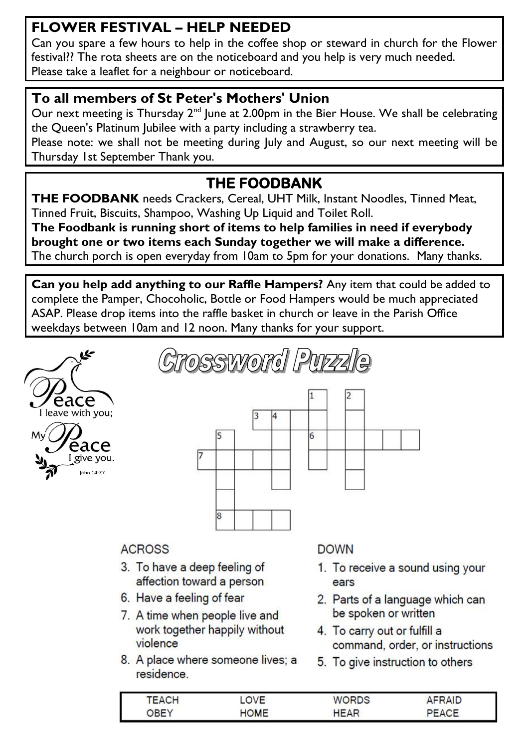## FLOWER FESTIVAL – HELP NEEDED

Can you spare a few hours to help in the coffee shop or steward in church for the Flower festival?? The rota sheets are on the noticeboard and you help is very much needed.
Please take a leaflet for a neighbour or noticeboard.

## To all members of St Peter's Mothers' Union

Our next meeting is Thursday 2nd June at 2.00pm in the Bier House. We shall be celebrating the Queen's Platinum Jubilee with a party including a strawberry tea.
Please note: we shall not be meeting during July and August, so our next meeting will be Thursday 1st September Thank you.

## THE FOODBANK

**THE FOODBANK** needs Crackers, Cereal, UHT Milk, Instant Noodles, Tinned Meat, Tinned Fruit, Biscuits, Shampoo, Washing Up Liquid and Toilet Roll.
**The Foodbank is running short of items to help families in need if everybody brought one or two items each Sunday together we will make a difference.**
The church porch is open everyday from 10am to 5pm for your donations. Many thanks.

**Can you help add anything to our Raffle Hampers?** Any item that could be added to complete the Pamper, Chocoholic, Bottle or Food Hampers would be much appreciated ASAP. Please drop items into the raffle basket in church or leave in the Parish Office weekdays between 10am and 12 noon. Many thanks for your support.

Peace I leave with you; My Peace I give you.
John 14:27

## Crossword Puzzle

ACROSS

3. To have a deep feeling of affection toward a person
6. Have a feeling of fear
7. A time when people live and work together happily without violence
8. A place where someone lives; a residence.

DOWN

1. To receive a sound using your ears
2. Parts of a language which can be spoken or written
4. To carry out or fulfill a command, order, or instructions
5. To give instruction to others

| | | | |
|---|---|---|---|
| TEACH | LOVE | WORDS | AFRAID |
| OBEY | HOME | HEAR | PEACE |